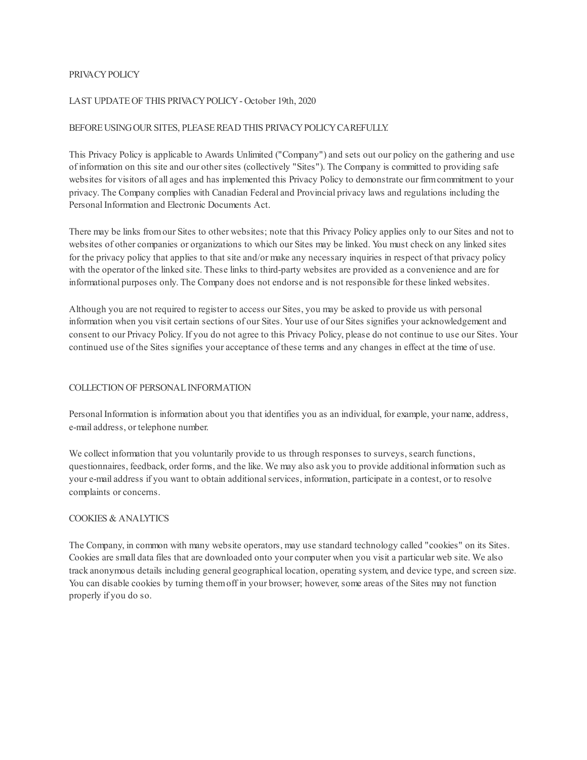# PRIVACY POLICY

LAST UPDATE OF THIS PRIVACY POLICY - October 19th, 2020

BEFORE USING OUR SITES, PLEASE READ THIS PRIVACY POLICY CAREFULLY.

This Privacy Policy is applicable to Awards Unlimited ("Company") and sets out our policy on the gathering and use of information on this site and our other sites (collectively "Sites"). The Company is committed to providing safe websites for visitors of all ages and has implemented this Privacy Policy to demonstrate our firm commitment to your privacy. The Company complies with Canadian Federal and Provincial privacy laws and regulations including the Personal Information and Electronic Documents Act.

There may be links from our Sites to other websites; note that this Privacy Policy applies only to our Sites and not to websites of other companies or organizations to which our Sites may be linked. You must check on any linked sites for the privacy policy that applies to that site and/or make any necessary inquiries in respect of that privacy policy with the operator of the linked site. These links to third-party websites are provided as a convenience and are for informational purposes only. The Company does not endorse and is not responsible for these linked websites.

Although you are not required to register to access our Sites, you may be asked to provide us with personal information when you visit certain sections of our Sites. Your use of our Sites signifies your acknowledgement and consent to our Privacy Policy. If you do not agree to this Privacy Policy, please do not continue to use our Sites. Your continued use of the Sites signifies your acceptance of these terms and any changes in effect at the time of use.

## COLLECTION OF PERSONAL INFORMATION

Personal Information is information about you that identifies you as an individual, for example, your name, address, e-mail address, or telephone number.

We collect information that you voluntarily provide to us through responses to surveys, search functions, questionnaires, feedback, order forms, and the like. We may also ask you to provide additional information such as your e-mail address if you want to obtain additional services, information, participate in a contest, or to resolve complaints or concerns.

## COOKIES & ANALYTICS

The Company, in common with many website operators, may use standard technology called "cookies" on its Sites. Cookies are small data files that are downloaded onto your computer when you visit a particular web site. We also track anonymous details including general geographical location, operating system, and device type, and screen size. You can disable cookies by turning them off in your browser; however, some areas of the Sites may not function properly if you do so.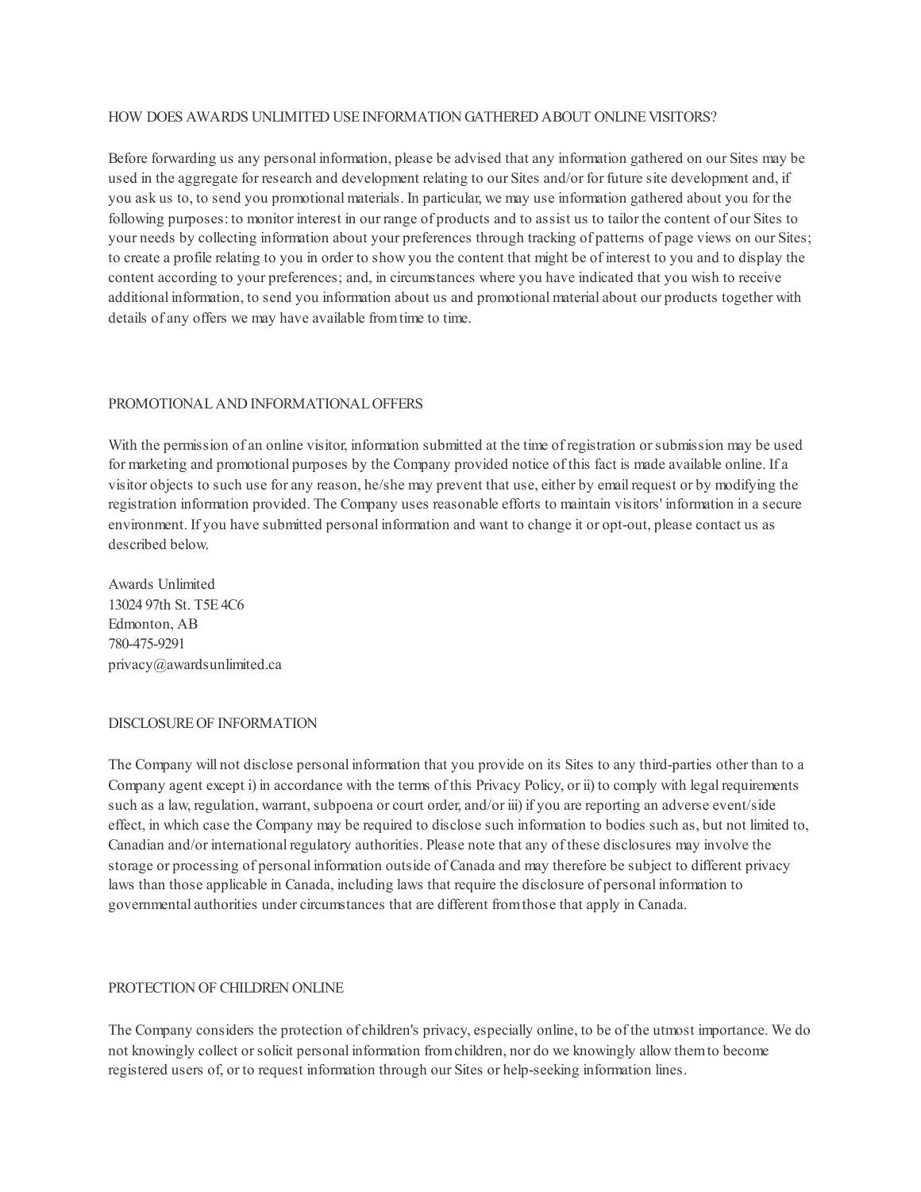## HOW DOES AWARDS UNLIMITED USE INFORMATION GATHERED ABOUT ONLINE VISITORS?

Before forwarding us any personal information, please be advised that any information gathered on our Sites may be used in the aggregate for research and development relating to our Sites and/or for future site development and, if you ask us to, to send you promotional materials. In particular, we may use information gathered about you for the following purposes: to monitor interest in our range of products and to assist us to tailor the content of our Sites to your needs by collecting information about your preferences through tracking of patterns of page views on our Sites; to create a profile relating to you in order to show you the content that might be of interest to you and to display the content according to your preferences; and, in circumstances where you have indicated that you wish to receive additional information, to send you information about us and promotional material about our products together with details of any offers we may have available from time to time.

## PROMOTIONAL AND INFORMATIONAL OFFERS

With the permission of an online visitor, information submitted at the time of registration or submission may be used for marketing and promotional purposes by the Company provided notice of this fact is made available online. If a visitor objects to such use for any reason, he/she may prevent that use, either by email request or by modifying the registration information provided. The Company uses reasonable efforts to maintain visitors' information in a secure environment. If you have submitted personal information and want to change it or opt-out, please contact us as described below.

Awards Unlimited
13024 97th St. T5E 4C6
Edmonton, AB
780-475-9291
privacy@awardsunlimited.ca

## DISCLOSURE OF INFORMATION

The Company will not disclose personal information that you provide on its Sites to any third-parties other than to a Company agent except i) in accordance with the terms of this Privacy Policy, or ii) to comply with legal requirements such as a law, regulation, warrant, subpoena or court order, and/or iii) if you are reporting an adverse event/side effect, in which case the Company may be required to disclose such information to bodies such as, but not limited to, Canadian and/or international regulatory authorities. Please note that any of these disclosures may involve the storage or processing of personal information outside of Canada and may therefore be subject to different privacy laws than those applicable in Canada, including laws that require the disclosure of personal information to governmental authorities under circumstances that are different from those that apply in Canada.

## PROTECTION OF CHILDREN ONLINE

The Company considers the protection of children's privacy, especially online, to be of the utmost importance. We do not knowingly collect or solicit personal information from children, nor do we knowingly allow them to become registered users of, or to request information through our Sites or help-seeking information lines.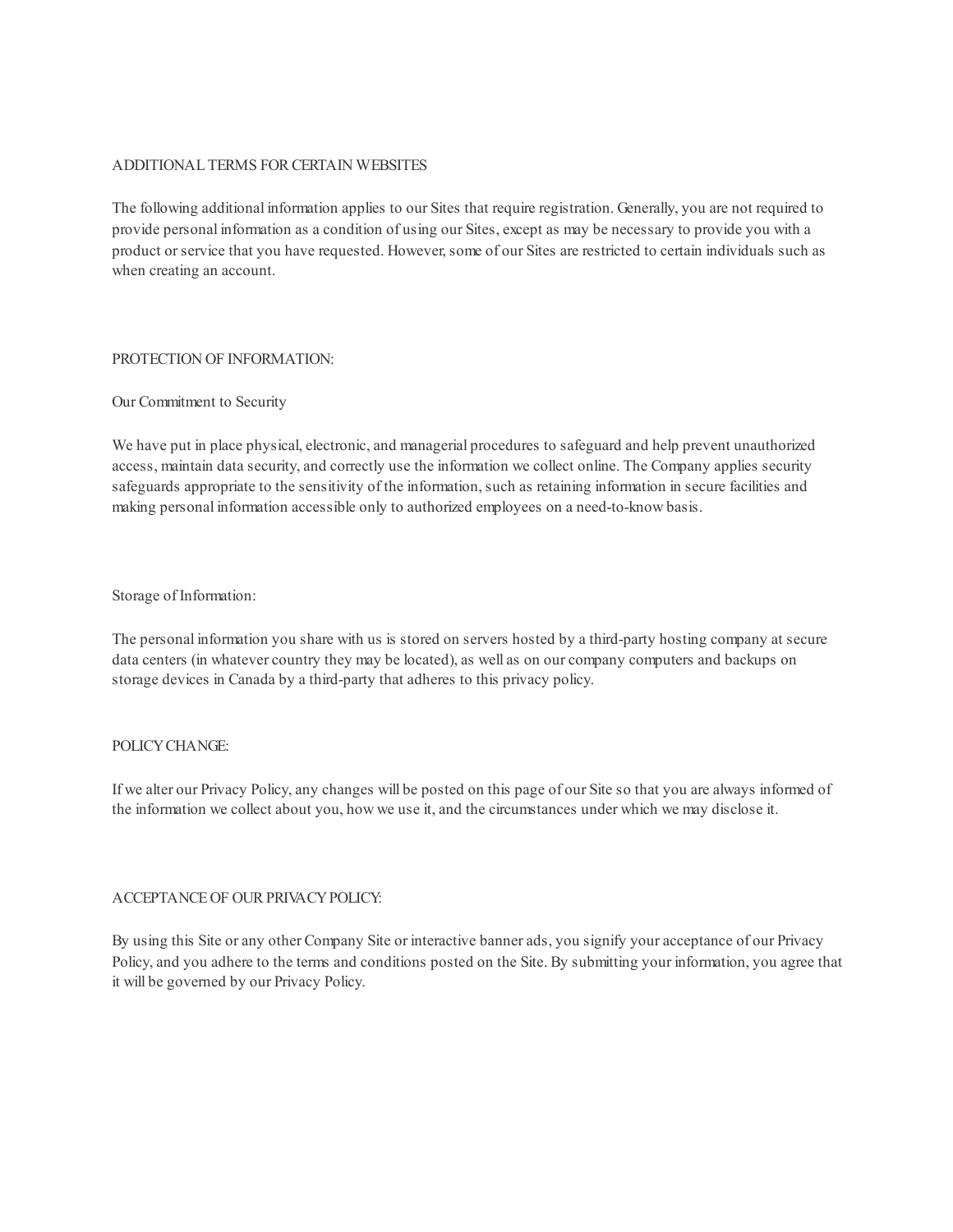## ADDITIONAL TERMS FOR CERTAIN WEBSITES

The following additional information applies to our Sites that require registration. Generally, you are not required to provide personal information as a condition of using our Sites, except as may be necessary to provide you with a product or service that you have requested. However, some of our Sites are restricted to certain individuals such as when creating an account.

## PROTECTION OF INFORMATION:

### Our Commitment to Security

We have put in place physical, electronic, and managerial procedures to safeguard and help prevent unauthorized access, maintain data security, and correctly use the information we collect online. The Company applies security safeguards appropriate to the sensitivity of the information, such as retaining information in secure facilities and making personal information accessible only to authorized employees on a need-to-know basis.

### Storage of Information:

The personal information you share with us is stored on servers hosted by a third-party hosting company at secure data centers (in whatever country they may be located), as well as on our company computers and backups on storage devices in Canada by a third-party that adheres to this privacy policy.

## POLICY CHANGE:

If we alter our Privacy Policy, any changes will be posted on this page of our Site so that you are always informed of the information we collect about you, how we use it, and the circumstances under which we may disclose it.

## ACCEPTANCE OF OUR PRIVACY POLICY:

By using this Site or any other Company Site or interactive banner ads, you signify your acceptance of our Privacy Policy, and you adhere to the terms and conditions posted on the Site. By submitting your information, you agree that it will be governed by our Privacy Policy.